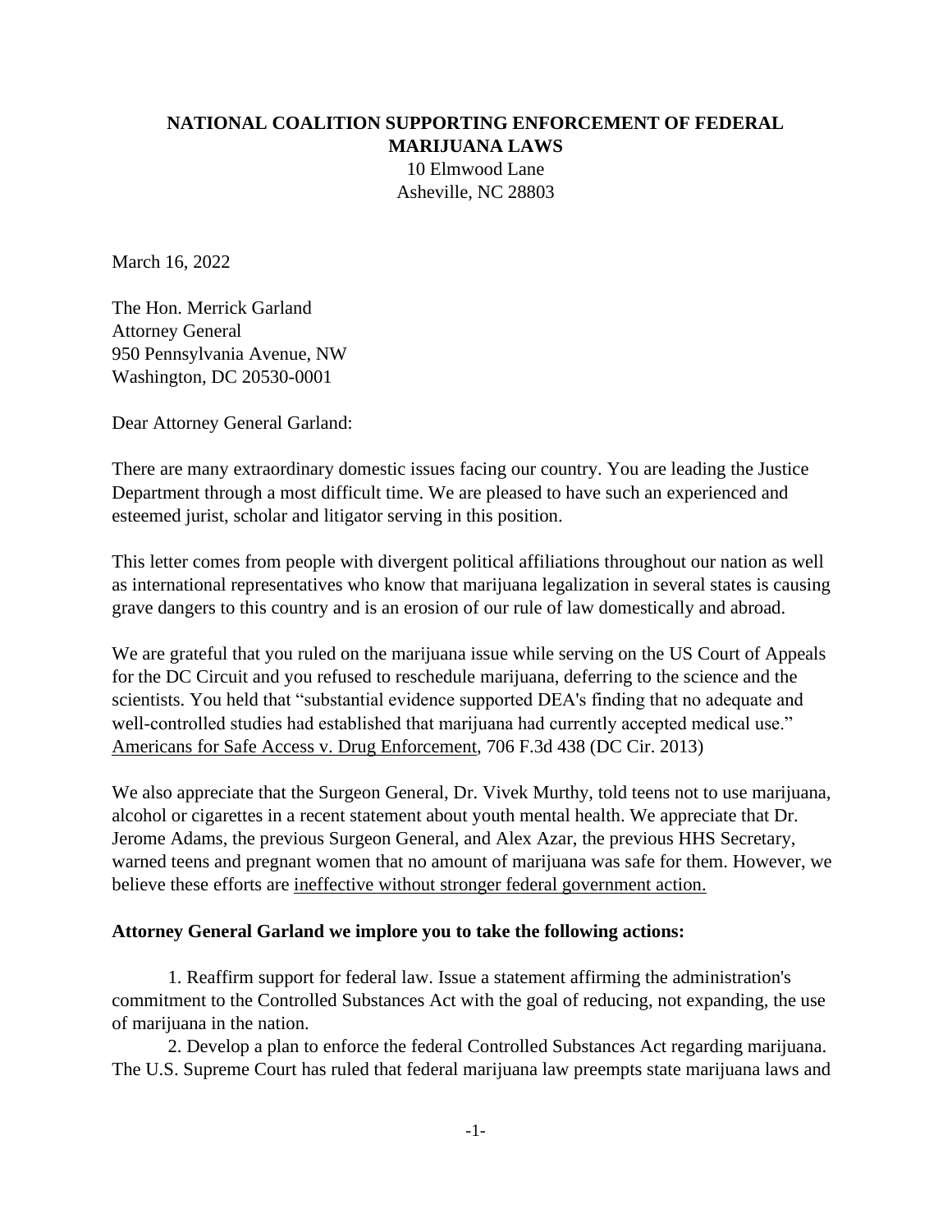**NATIONAL COALITION SUPPORTING ENFORCEMENT OF FEDERAL MARIJUANA LAWS**
10 Elmwood Lane
Asheville, NC 28803

March 16, 2022

The Hon. Merrick Garland
Attorney General
950 Pennsylvania Avenue, NW
Washington, DC 20530-0001

Dear Attorney General Garland:

There are many extraordinary domestic issues facing our country. You are leading the Justice Department through a most difficult time. We are pleased to have such an experienced and esteemed jurist, scholar and litigator serving in this position.

This letter comes from people with divergent political affiliations throughout our nation as well as international representatives who know that marijuana legalization in several states is causing grave dangers to this country and is an erosion of our rule of law domestically and abroad.

We are grateful that you ruled on the marijuana issue while serving on the US Court of Appeals for the DC Circuit and you refused to reschedule marijuana, deferring to the science and the scientists. You held that "substantial evidence supported DEA's finding that no adequate and well-controlled studies had established that marijuana had currently accepted medical use." Americans for Safe Access v. Drug Enforcement, 706 F.3d 438 (DC Cir. 2013)

We also appreciate that the Surgeon General, Dr. Vivek Murthy, told teens not to use marijuana, alcohol or cigarettes in a recent statement about youth mental health. We appreciate that Dr. Jerome Adams, the previous Surgeon General, and Alex Azar, the previous HHS Secretary, warned teens and pregnant women that no amount of marijuana was safe for them. However, we believe these efforts are ineffective without stronger federal government action.

**Attorney General Garland we implore you to take the following actions:**

1. Reaffirm support for federal law. Issue a statement affirming the administration's commitment to the Controlled Substances Act with the goal of reducing, not expanding, the use of marijuana in the nation.

2. Develop a plan to enforce the federal Controlled Substances Act regarding marijuana. The U.S. Supreme Court has ruled that federal marijuana law preempts state marijuana laws and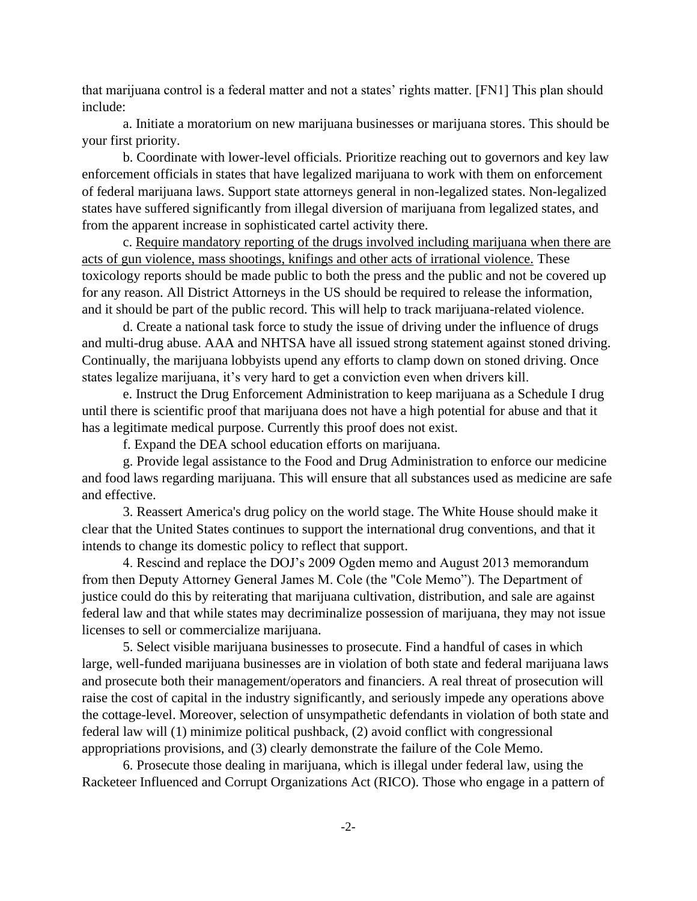that marijuana control is a federal matter and not a states' rights matter. [FN1] This plan should include:

a. Initiate a moratorium on new marijuana businesses or marijuana stores. This should be your first priority.

b. Coordinate with lower-level officials. Prioritize reaching out to governors and key law enforcement officials in states that have legalized marijuana to work with them on enforcement of federal marijuana laws. Support state attorneys general in non-legalized states. Non-legalized states have suffered significantly from illegal diversion of marijuana from legalized states, and from the apparent increase in sophisticated cartel activity there.

c. <u>Require mandatory reporting of the drugs involved including marijuana when there are acts of gun violence, mass shootings, knifings and other acts of irrational violence.</u> These toxicology reports should be made public to both the press and the public and not be covered up for any reason. All District Attorneys in the US should be required to release the information, and it should be part of the public record. This will help to track marijuana-related violence.

d. Create a national task force to study the issue of driving under the influence of drugs and multi-drug abuse. AAA and NHTSA have all issued strong statement against stoned driving. Continually, the marijuana lobbyists upend any efforts to clamp down on stoned driving. Once states legalize marijuana, it's very hard to get a conviction even when drivers kill.

e. Instruct the Drug Enforcement Administration to keep marijuana as a Schedule I drug until there is scientific proof that marijuana does not have a high potential for abuse and that it has a legitimate medical purpose. Currently this proof does not exist.

f. Expand the DEA school education efforts on marijuana.

g. Provide legal assistance to the Food and Drug Administration to enforce our medicine and food laws regarding marijuana. This will ensure that all substances used as medicine are safe and effective.

3. Reassert America's drug policy on the world stage. The White House should make it clear that the United States continues to support the international drug conventions, and that it intends to change its domestic policy to reflect that support.

4. Rescind and replace the DOJ's 2009 Ogden memo and August 2013 memorandum from then Deputy Attorney General James M. Cole (the "Cole Memo"). The Department of justice could do this by reiterating that marijuana cultivation, distribution, and sale are against federal law and that while states may decriminalize possession of marijuana, they may not issue licenses to sell or commercialize marijuana.

5. Select visible marijuana businesses to prosecute. Find a handful of cases in which large, well-funded marijuana businesses are in violation of both state and federal marijuana laws and prosecute both their management/operators and financiers. A real threat of prosecution will raise the cost of capital in the industry significantly, and seriously impede any operations above the cottage-level. Moreover, selection of unsympathetic defendants in violation of both state and federal law will (1) minimize political pushback, (2) avoid conflict with congressional appropriations provisions, and (3) clearly demonstrate the failure of the Cole Memo.

6. Prosecute those dealing in marijuana, which is illegal under federal law, using the Racketeer Influenced and Corrupt Organizations Act (RICO). Those who engage in a pattern of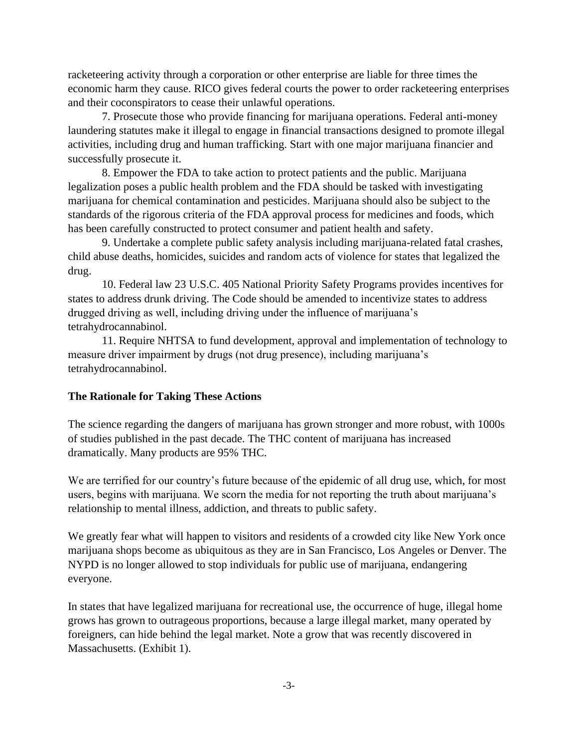racketeering activity through a corporation or other enterprise are liable for three times the economic harm they cause. RICO gives federal courts the power to order racketeering enterprises and their coconspirators to cease their unlawful operations.

7. Prosecute those who provide financing for marijuana operations. Federal anti-money laundering statutes make it illegal to engage in financial transactions designed to promote illegal activities, including drug and human trafficking. Start with one major marijuana financier and successfully prosecute it.

8. Empower the FDA to take action to protect patients and the public. Marijuana legalization poses a public health problem and the FDA should be tasked with investigating marijuana for chemical contamination and pesticides. Marijuana should also be subject to the standards of the rigorous criteria of the FDA approval process for medicines and foods, which has been carefully constructed to protect consumer and patient health and safety.

9. Undertake a complete public safety analysis including marijuana-related fatal crashes, child abuse deaths, homicides, suicides and random acts of violence for states that legalized the drug.

10. Federal law 23 U.S.C. 405 National Priority Safety Programs provides incentives for states to address drunk driving. The Code should be amended to incentivize states to address drugged driving as well, including driving under the influence of marijuana's tetrahydrocannabinol.

11. Require NHTSA to fund development, approval and implementation of technology to measure driver impairment by drugs (not drug presence), including marijuana's tetrahydrocannabinol.

**The Rationale for Taking These Actions**

The science regarding the dangers of marijuana has grown stronger and more robust, with 1000s of studies published in the past decade. The THC content of marijuana has increased dramatically. Many products are 95% THC.

We are terrified for our country's future because of the epidemic of all drug use, which, for most users, begins with marijuana. We scorn the media for not reporting the truth about marijuana's relationship to mental illness, addiction, and threats to public safety.

We greatly fear what will happen to visitors and residents of a crowded city like New York once marijuana shops become as ubiquitous as they are in San Francisco, Los Angeles or Denver. The NYPD is no longer allowed to stop individuals for public use of marijuana, endangering everyone.

In states that have legalized marijuana for recreational use, the occurrence of huge, illegal home grows has grown to outrageous proportions, because a large illegal market, many operated by foreigners, can hide behind the legal market. Note a grow that was recently discovered in Massachusetts. (Exhibit 1).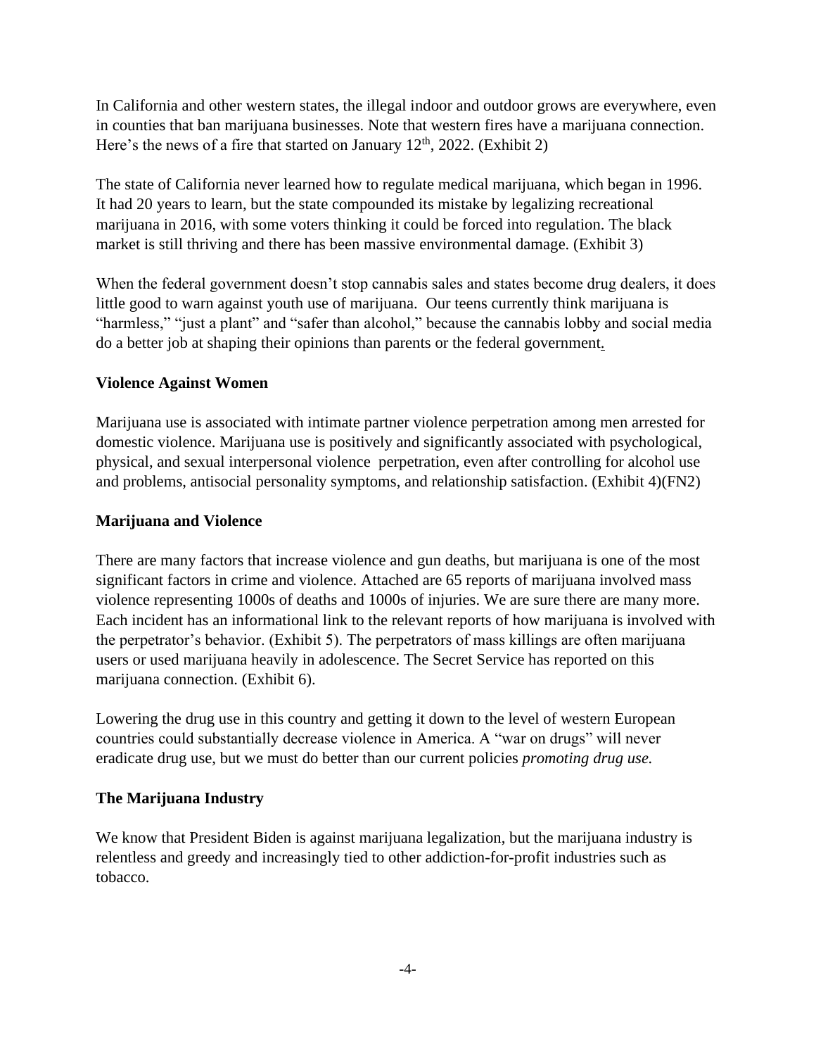In California and other western states, the illegal indoor and outdoor grows are everywhere, even in counties that ban marijuana businesses. Note that western fires have a marijuana connection. Here's the news of a fire that started on January 12th, 2022. (Exhibit 2)

The state of California never learned how to regulate medical marijuana, which began in 1996. It had 20 years to learn, but the state compounded its mistake by legalizing recreational marijuana in 2016, with some voters thinking it could be forced into regulation. The black market is still thriving and there has been massive environmental damage. (Exhibit 3)

When the federal government doesn't stop cannabis sales and states become drug dealers, it does little good to warn against youth use of marijuana. Our teens currently think marijuana is "harmless," "just a plant" and "safer than alcohol," because the cannabis lobby and social media do a better job at shaping their opinions than parents or the federal government.

**Violence Against Women**

Marijuana use is associated with intimate partner violence perpetration among men arrested for domestic violence. Marijuana use is positively and significantly associated with psychological, physical, and sexual interpersonal violence perpetration, even after controlling for alcohol use and problems, antisocial personality symptoms, and relationship satisfaction. (Exhibit 4)(FN2)

**Marijuana and Violence**

There are many factors that increase violence and gun deaths, but marijuana is one of the most significant factors in crime and violence. Attached are 65 reports of marijuana involved mass violence representing 1000s of deaths and 1000s of injuries. We are sure there are many more. Each incident has an informational link to the relevant reports of how marijuana is involved with the perpetrator's behavior. (Exhibit 5). The perpetrators of mass killings are often marijuana users or used marijuana heavily in adolescence. The Secret Service has reported on this marijuana connection. (Exhibit 6).

Lowering the drug use in this country and getting it down to the level of western European countries could substantially decrease violence in America. A "war on drugs" will never eradicate drug use, but we must do better than our current policies *promoting drug use.*

**The Marijuana Industry**

We know that President Biden is against marijuana legalization, but the marijuana industry is relentless and greedy and increasingly tied to other addiction-for-profit industries such as tobacco.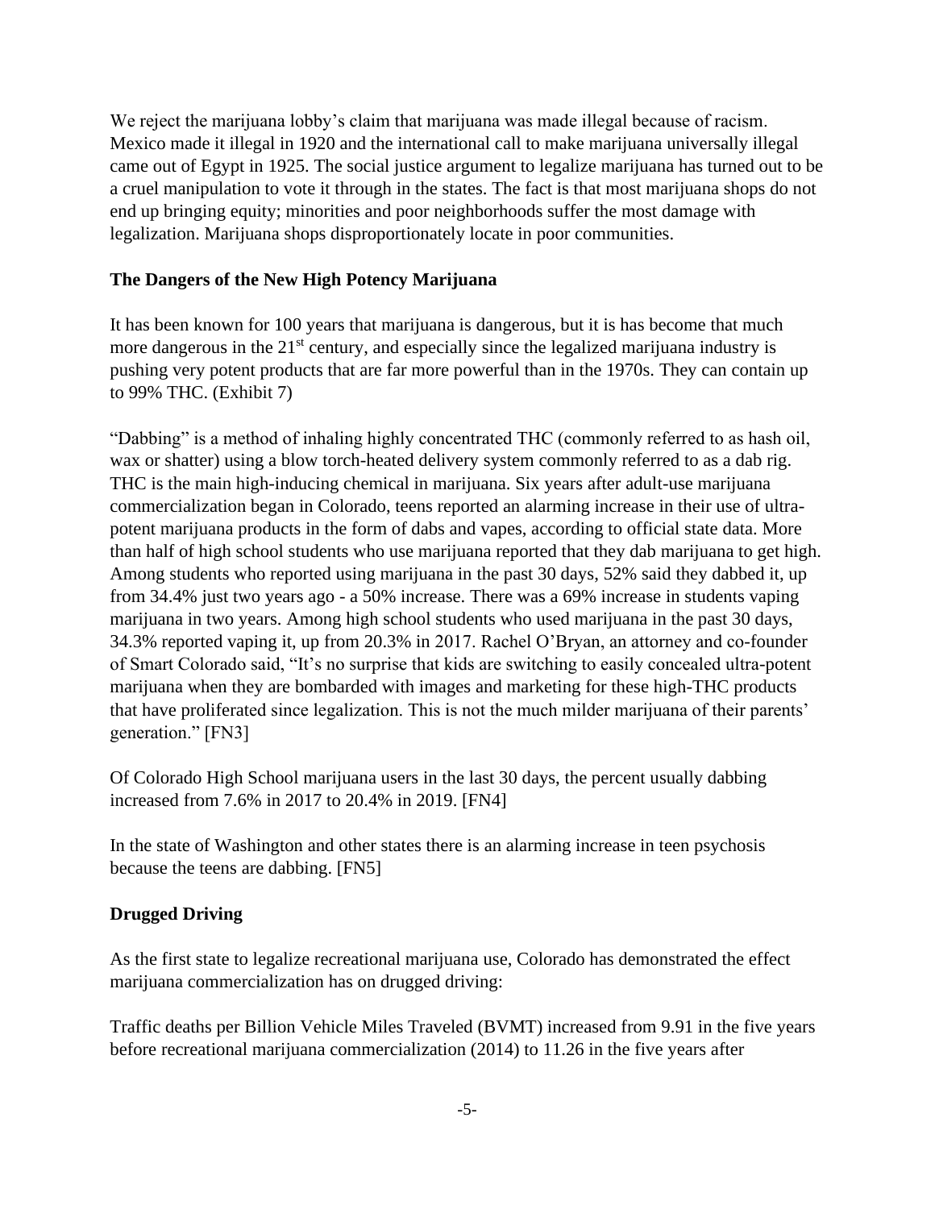We reject the marijuana lobby's claim that marijuana was made illegal because of racism. Mexico made it illegal in 1920 and the international call to make marijuana universally illegal came out of Egypt in 1925. The social justice argument to legalize marijuana has turned out to be a cruel manipulation to vote it through in the states. The fact is that most marijuana shops do not end up bringing equity; minorities and poor neighborhoods suffer the most damage with legalization. Marijuana shops disproportionately locate in poor communities.

## The Dangers of the New High Potency Marijuana

It has been known for 100 years that marijuana is dangerous, but it is has become that much more dangerous in the 21st century, and especially since the legalized marijuana industry is pushing very potent products that are far more powerful than in the 1970s. They can contain up to 99% THC. (Exhibit 7)

"Dabbing" is a method of inhaling highly concentrated THC (commonly referred to as hash oil, wax or shatter) using a blow torch-heated delivery system commonly referred to as a dab rig. THC is the main high-inducing chemical in marijuana. Six years after adult-use marijuana commercialization began in Colorado, teens reported an alarming increase in their use of ultra-potent marijuana products in the form of dabs and vapes, according to official state data. More than half of high school students who use marijuana reported that they dab marijuana to get high. Among students who reported using marijuana in the past 30 days, 52% said they dabbed it, up from 34.4% just two years ago - a 50% increase. There was a 69% increase in students vaping marijuana in two years. Among high school students who used marijuana in the past 30 days, 34.3% reported vaping it, up from 20.3% in 2017. Rachel O'Bryan, an attorney and co-founder of Smart Colorado said, "It's no surprise that kids are switching to easily concealed ultra-potent marijuana when they are bombarded with images and marketing for these high-THC products that have proliferated since legalization. This is not the much milder marijuana of their parents' generation." [FN3]

Of Colorado High School marijuana users in the last 30 days, the percent usually dabbing increased from 7.6% in 2017 to 20.4% in 2019. [FN4]

In the state of Washington and other states there is an alarming increase in teen psychosis because the teens are dabbing. [FN5]

## Drugged Driving

As the first state to legalize recreational marijuana use, Colorado has demonstrated the effect marijuana commercialization has on drugged driving:

Traffic deaths per Billion Vehicle Miles Traveled (BVMT) increased from 9.91 in the five years before recreational marijuana commercialization (2014) to 11.26 in the five years after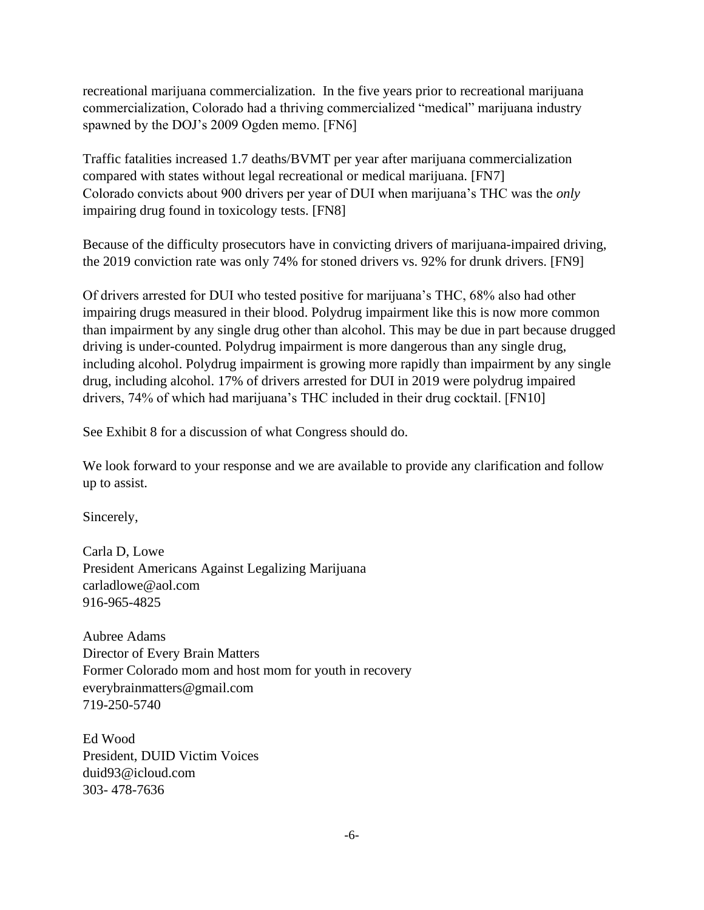recreational marijuana commercialization. In the five years prior to recreational marijuana commercialization, Colorado had a thriving commercialized "medical" marijuana industry spawned by the DOJ's 2009 Ogden memo. [FN6]

Traffic fatalities increased 1.7 deaths/BVMT per year after marijuana commercialization compared with states without legal recreational or medical marijuana. [FN7]
Colorado convicts about 900 drivers per year of DUI when marijuana's THC was the *only* impairing drug found in toxicology tests. [FN8]

Because of the difficulty prosecutors have in convicting drivers of marijuana-impaired driving, the 2019 conviction rate was only 74% for stoned drivers vs. 92% for drunk drivers. [FN9]

Of drivers arrested for DUI who tested positive for marijuana's THC, 68% also had other impairing drugs measured in their blood. Polydrug impairment like this is now more common than impairment by any single drug other than alcohol. This may be due in part because drugged driving is under-counted. Polydrug impairment is more dangerous than any single drug, including alcohol. Polydrug impairment is growing more rapidly than impairment by any single drug, including alcohol. 17% of drivers arrested for DUI in 2019 were polydrug impaired drivers, 74% of which had marijuana's THC included in their drug cocktail. [FN10]

See Exhibit 8 for a discussion of what Congress should do.

We look forward to your response and we are available to provide any clarification and follow up to assist.

Sincerely,

Carla D, Lowe
President Americans Against Legalizing Marijuana
carladlowe@aol.com
916-965-4825

Aubree Adams
Director of Every Brain Matters
Former Colorado mom and host mom for youth in recovery
everybrainmatters@gmail.com
719-250-5740

Ed Wood
President, DUID Victim Voices
duid93@icloud.com
303- 478-7636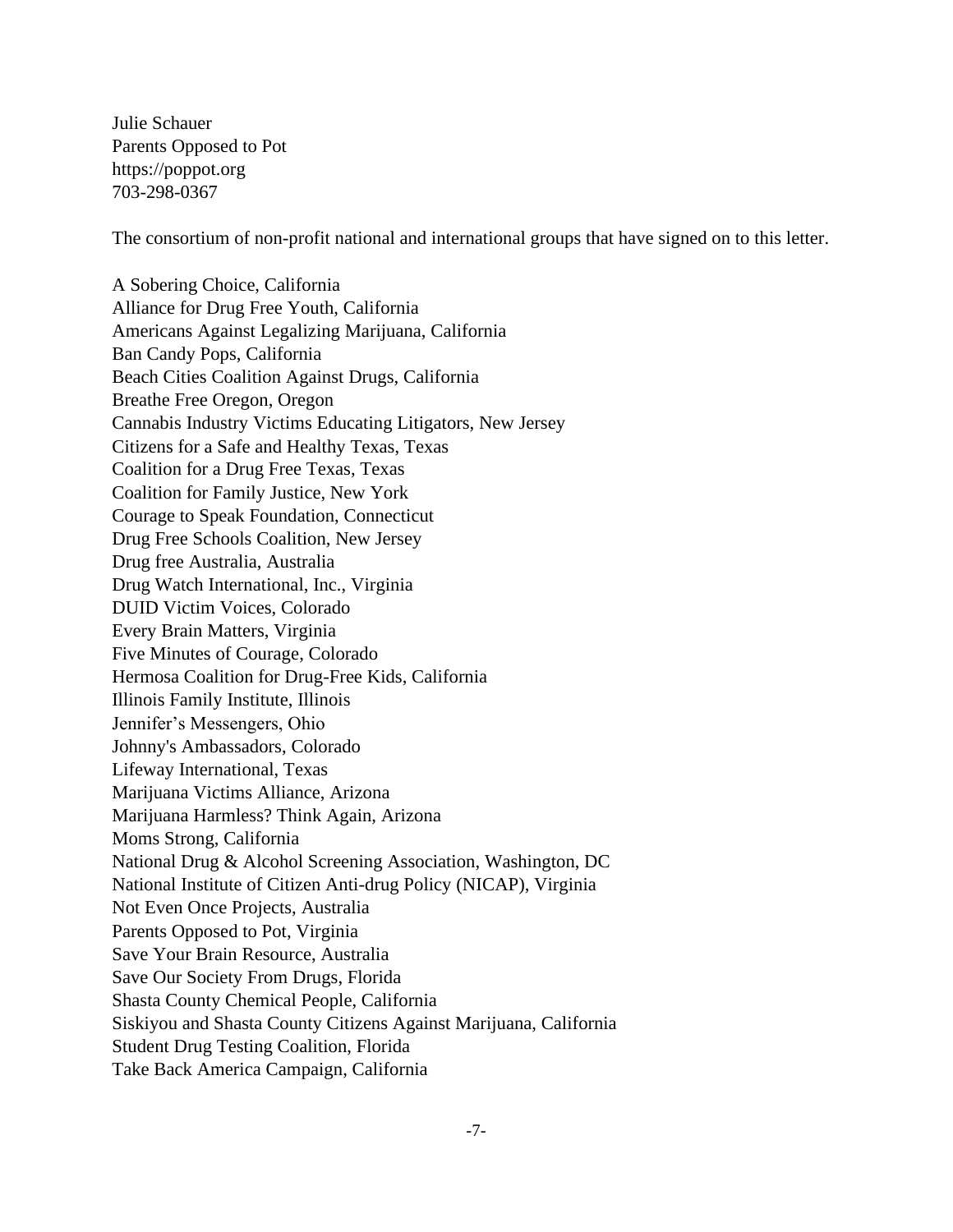Julie Schauer
Parents Opposed to Pot
https://poppot.org
703-298-0367

The consortium of non-profit national and international groups that have signed on to this letter.

A Sobering Choice, California
Alliance for Drug Free Youth, California
Americans Against Legalizing Marijuana, California
Ban Candy Pops, California
Beach Cities Coalition Against Drugs, California
Breathe Free Oregon, Oregon
Cannabis Industry Victims Educating Litigators, New Jersey
Citizens for a Safe and Healthy Texas, Texas
Coalition for a Drug Free Texas, Texas
Coalition for Family Justice, New York
Courage to Speak Foundation, Connecticut
Drug Free Schools Coalition, New Jersey
Drug free Australia, Australia
Drug Watch International, Inc., Virginia
DUID Victim Voices, Colorado
Every Brain Matters, Virginia
Five Minutes of Courage, Colorado
Hermosa Coalition for Drug-Free Kids, California
Illinois Family Institute, Illinois
Jennifer's Messengers, Ohio
Johnny's Ambassadors, Colorado
Lifeway International, Texas
Marijuana Victims Alliance, Arizona
Marijuana Harmless? Think Again, Arizona
Moms Strong, California
National Drug & Alcohol Screening Association, Washington, DC
National Institute of Citizen Anti-drug Policy (NICAP), Virginia
Not Even Once Projects, Australia
Parents Opposed to Pot, Virginia
Save Your Brain Resource, Australia
Save Our Society From Drugs, Florida
Shasta County Chemical People, California
Siskiyou and Shasta County Citizens Against Marijuana, California
Student Drug Testing Coalition, Florida
Take Back America Campaign, California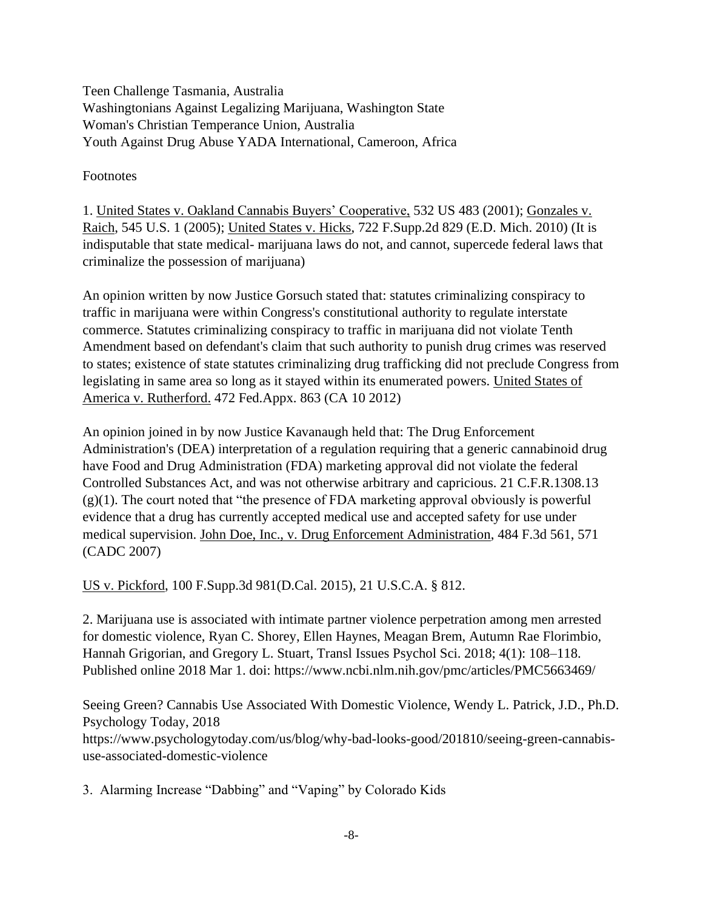Teen Challenge Tasmania, Australia
Washingtonians Against Legalizing Marijuana, Washington State
Woman's Christian Temperance Union, Australia
Youth Against Drug Abuse YADA International, Cameroon, Africa

Footnotes

1. United States v. Oakland Cannabis Buyers' Cooperative, 532 US 483 (2001); Gonzales v. Raich, 545 U.S. 1 (2005); United States v. Hicks, 722 F.Supp.2d 829 (E.D. Mich. 2010) (It is indisputable that state medical- marijuana laws do not, and cannot, supercede federal laws that criminalize the possession of marijuana)

An opinion written by now Justice Gorsuch stated that: statutes criminalizing conspiracy to traffic in marijuana were within Congress's constitutional authority to regulate interstate commerce. Statutes criminalizing conspiracy to traffic in marijuana did not violate Tenth Amendment based on defendant's claim that such authority to punish drug crimes was reserved to states; existence of state statutes criminalizing drug trafficking did not preclude Congress from legislating in same area so long as it stayed within its enumerated powers. United States of America v. Rutherford. 472 Fed.Appx. 863 (CA 10 2012)

An opinion joined in by now Justice Kavanaugh held that: The Drug Enforcement Administration's (DEA) interpretation of a regulation requiring that a generic cannabinoid drug have Food and Drug Administration (FDA) marketing approval did not violate the federal Controlled Substances Act, and was not otherwise arbitrary and capricious. 21 C.F.R.1308.13 (g)(1). The court noted that "the presence of FDA marketing approval obviously is powerful evidence that a drug has currently accepted medical use and accepted safety for use under medical supervision. John Doe, Inc., v. Drug Enforcement Administration, 484 F.3d 561, 571 (CADC 2007)

US v. Pickford, 100 F.Supp.3d 981(D.Cal. 2015), 21 U.S.C.A. § 812.

2. Marijuana use is associated with intimate partner violence perpetration among men arrested for domestic violence, Ryan C. Shorey, Ellen Haynes, Meagan Brem, Autumn Rae Florimbio, Hannah Grigorian, and Gregory L. Stuart, Transl Issues Psychol Sci. 2018; 4(1): 108–118. Published online 2018 Mar 1. doi: https://www.ncbi.nlm.nih.gov/pmc/articles/PMC5663469/

Seeing Green? Cannabis Use Associated With Domestic Violence, Wendy L. Patrick, J.D., Ph.D. Psychology Today, 2018
https://www.psychologytoday.com/us/blog/why-bad-looks-good/201810/seeing-green-cannabis-use-associated-domestic-violence

3. Alarming Increase "Dabbing" and "Vaping" by Colorado Kids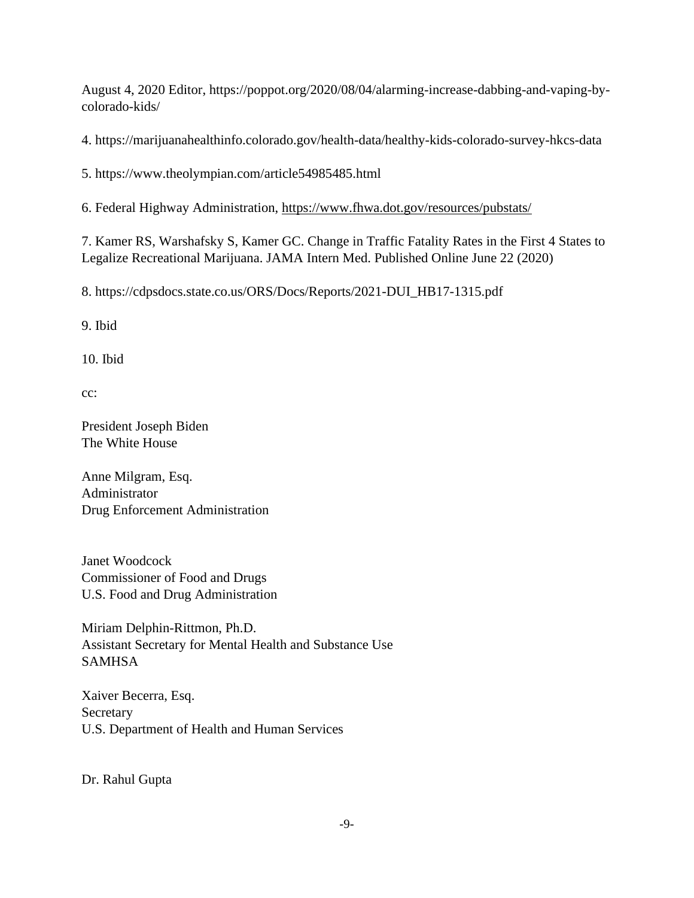August 4, 2020 Editor, https://poppot.org/2020/08/04/alarming-increase-dabbing-and-vaping-by-colorado-kids/

4. https://marijuanahealthinfo.colorado.gov/health-data/healthy-kids-colorado-survey-hkcs-data

5. https://www.theolympian.com/article54985485.html

6. Federal Highway Administration, https://www.fhwa.dot.gov/resources/pubstats/

7. Kamer RS, Warshafsky S, Kamer GC. Change in Traffic Fatality Rates in the First 4 States to Legalize Recreational Marijuana. JAMA Intern Med. Published Online June 22 (2020)

8. https://cdpsdocs.state.co.us/ORS/Docs/Reports/2021-DUI_HB17-1315.pdf

9. Ibid

10. Ibid

cc:

President Joseph Biden  
The White House

Anne Milgram, Esq.  
Administrator  
Drug Enforcement Administration

Janet Woodcock  
Commissioner of Food and Drugs  
U.S. Food and Drug Administration

Miriam Delphin-Rittmon, Ph.D.  
Assistant Secretary for Mental Health and Substance Use  
SAMHSA

Xaiver Becerra, Esq.  
Secretary  
U.S. Department of Health and Human Services

Dr. Rahul Gupta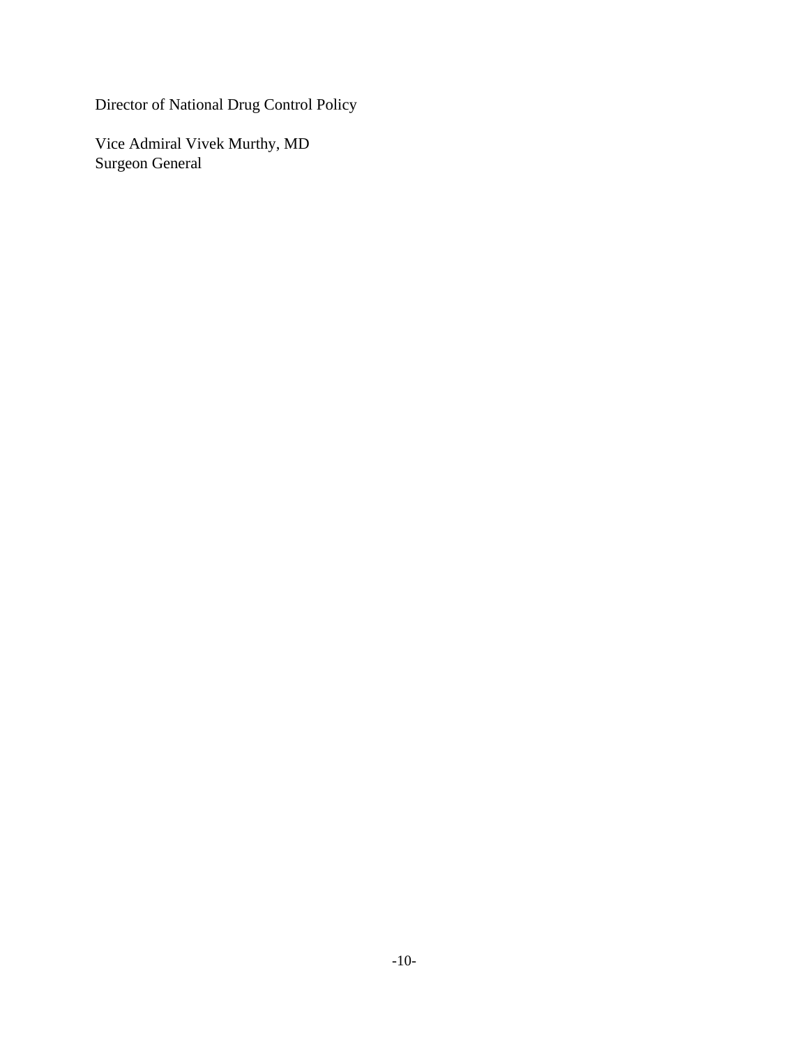Director of National Drug Control Policy

Vice Admiral Vivek Murthy, MD
Surgeon General